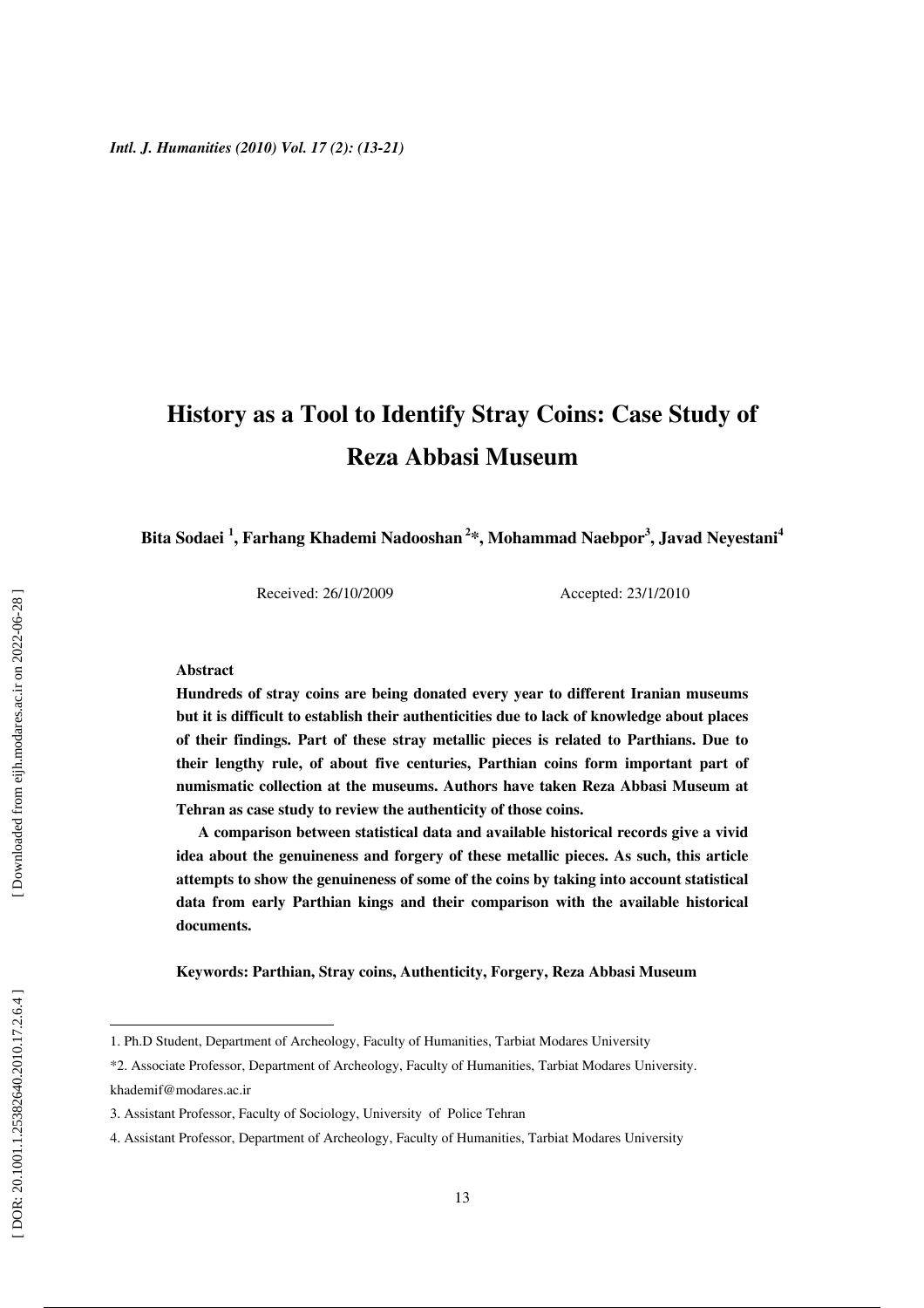# History as a Tool to Identify Stray Coins: Case Study of Reza Abbasi Museum

**Bita Sodaei [1], Farhang Khademi Nadooshan [2]*, Mohammad Naebpor[3], Javad Neyestani[4]**

Received: 26/10/2009 Accepted: 23/1/2010

**Abstract**

**Hundreds of stray coins are being donated every year to different Iranian museums but it is difficult to establish their authenticities due to lack of knowledge about places of their findings. Part of these stray metallic pieces is related to Parthians. Due to their lengthy rule, of about five centuries, Parthian coins form important part of numismatic collection at the museums. Authors have taken Reza Abbasi Museum at Tehran as case study to review the authenticity of those coins.**

**A comparison between statistical data and available historical records give a vivid idea about the genuineness and forgery of these metallic pieces. As such, this article attempts to show the genuineness of some of the coins by taking into account statistical data from early Parthian kings and their comparison with the available historical documents.**

**Keywords: Parthian, Stray coins, Authenticity, Forgery, Reza Abbasi Museum**

---

1. Ph.D Student, Department of Archeology, Faculty of Humanities, Tarbiat Modares University

*2. Associate Professor, Department of Archeology, Faculty of Humanities, Tarbiat Modares University. khademif@modares.ac.ir

3. Assistant Professor, Faculty of Sociology, University of Police Tehran

4. Assistant Professor, Department of Archeology, Faculty of Humanities, Tarbiat Modares University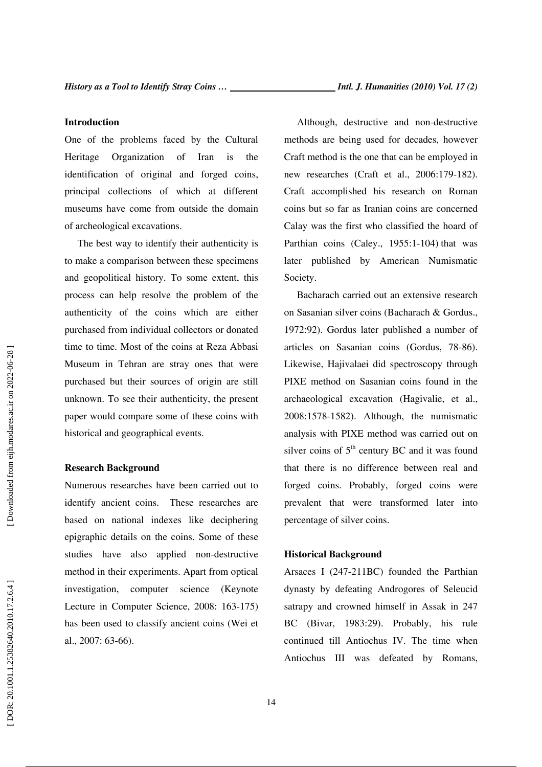## Introduction

One of the problems faced by the Cultural Heritage Organization of Iran is the identification of original and forged coins, principal collections of which at different museums have come from outside the domain of archeological excavations.

The best way to identify their authenticity is to make a comparison between these specimens and geopolitical history. To some extent, this process can help resolve the problem of the authenticity of the coins which are either purchased from individual collectors or donated time to time. Most of the coins at Reza Abbasi Museum in Tehran are stray ones that were purchased but their sources of origin are still unknown. To see their authenticity, the present paper would compare some of these coins with historical and geographical events.

## Research Background

Numerous researches have been carried out to identify ancient coins. These researches are based on national indexes like deciphering epigraphic details on the coins. Some of these studies have also applied non-destructive method in their experiments. Apart from optical investigation, computer science (Keynote Lecture in Computer Science, 2008: 163-175) has been used to classify ancient coins (Wei et al., 2007: 63-66).

Although, destructive and non-destructive methods are being used for decades, however Craft method is the one that can be employed in new researches (Craft et al., 2006:179-182). Craft accomplished his research on Roman coins but so far as Iranian coins are concerned Calay was the first who classified the hoard of Parthian coins (Caley., 1955:1-104) that was later published by American Numismatic Society.

Bacharach carried out an extensive research on Sasanian silver coins (Bacharach & Gordus., 1972:92). Gordus later published a number of articles on Sasanian coins (Gordus, 78-86). Likewise, Hajivalaei did spectroscopy through PIXE method on Sasanian coins found in the archaeological excavation (Hagivalie, et al., 2008:1578-1582). Although, the numismatic analysis with PIXE method was carried out on silver coins of 5$^{th}$ century BC and it was found that there is no difference between real and forged coins. Probably, forged coins were prevalent that were transformed later into percentage of silver coins.

## Historical Background

Arsaces I (247-211BC) founded the Parthian dynasty by defeating Androgores of Seleucid satrapy and crowned himself in Assak in 247 BC (Bivar, 1983:29). Probably, his rule continued till Antiochus IV. The time when Antiochus III was defeated by Romans,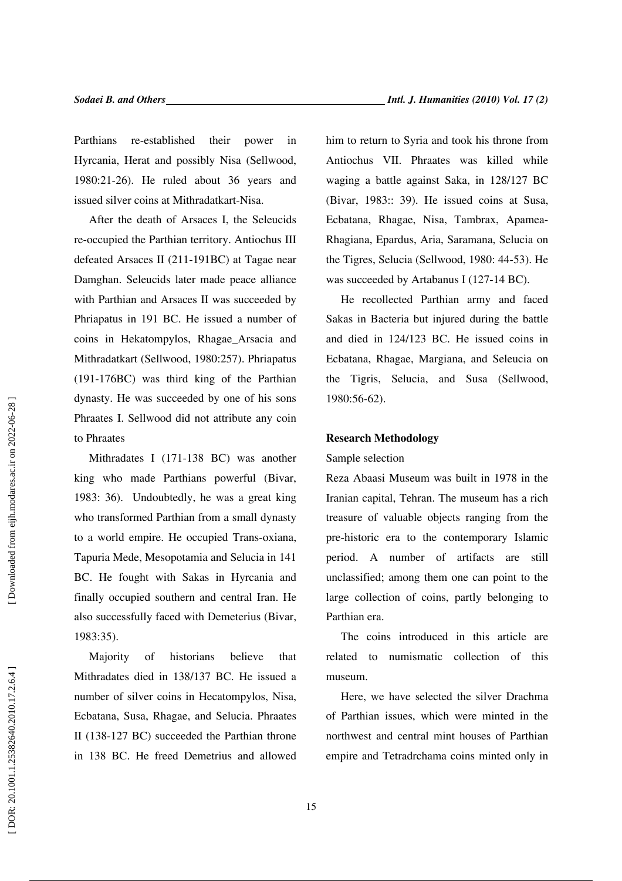Parthians re-established their power in Hyrcania, Herat and possibly Nisa (Sellwood, 1980:21-26). He ruled about 36 years and issued silver coins at Mithradatkart-Nisa.

After the death of Arsaces I, the Seleucids re-occupied the Parthian territory. Antiochus III defeated Arsaces II (211-191BC) at Tagae near Damghan. Seleucids later made peace alliance with Parthian and Arsaces II was succeeded by Phriapatus in 191 BC. He issued a number of coins in Hekatompylos, Rhagae_Arsacia and Mithradatkart (Sellwood, 1980:257). Phriapatus (191-176BC) was third king of the Parthian dynasty. He was succeeded by one of his sons Phraates I. Sellwood did not attribute any coin to Phraates

Mithradates I (171-138 BC) was another king who made Parthians powerful (Bivar, 1983: 36). Undoubtedly, he was a great king who transformed Parthian from a small dynasty to a world empire. He occupied Trans-oxiana, Tapuria Mede, Mesopotamia and Selucia in 141 BC. He fought with Sakas in Hyrcania and finally occupied southern and central Iran. He also successfully faced with Demeterius (Bivar, 1983:35).

Majority of historians believe that Mithradates died in 138/137 BC. He issued a number of silver coins in Hecatompylos, Nisa, Ecbatana, Susa, Rhagae, and Selucia. Phraates II (138-127 BC) succeeded the Parthian throne in 138 BC. He freed Demetrius and allowed him to return to Syria and took his throne from Antiochus VII. Phraates was killed while waging a battle against Saka, in 128/127 BC (Bivar, 1983:: 39). He issued coins at Susa, Ecbatana, Rhagae, Nisa, Tambrax, Apamea-Rhagiana, Epardus, Aria, Saramana, Selucia on the Tigres, Selucia (Sellwood, 1980: 44-53). He was succeeded by Artabanus I (127-14 BC).

He recollected Parthian army and faced Sakas in Bacteria but injured during the battle and died in 124/123 BC. He issued coins in Ecbatana, Rhagae, Margiana, and Seleucia on the Tigris, Selucia, and Susa (Sellwood, 1980:56-62).

## Research Methodology

Sample selection

Reza Abaasi Museum was built in 1978 in the Iranian capital, Tehran. The museum has a rich treasure of valuable objects ranging from the pre-historic era to the contemporary Islamic period. A number of artifacts are still unclassified; among them one can point to the large collection of coins, partly belonging to Parthian era.

The coins introduced in this article are related to numismatic collection of this museum.

Here, we have selected the silver Drachma of Parthian issues, which were minted in the northwest and central mint houses of Parthian empire and Tetradrchama coins minted only in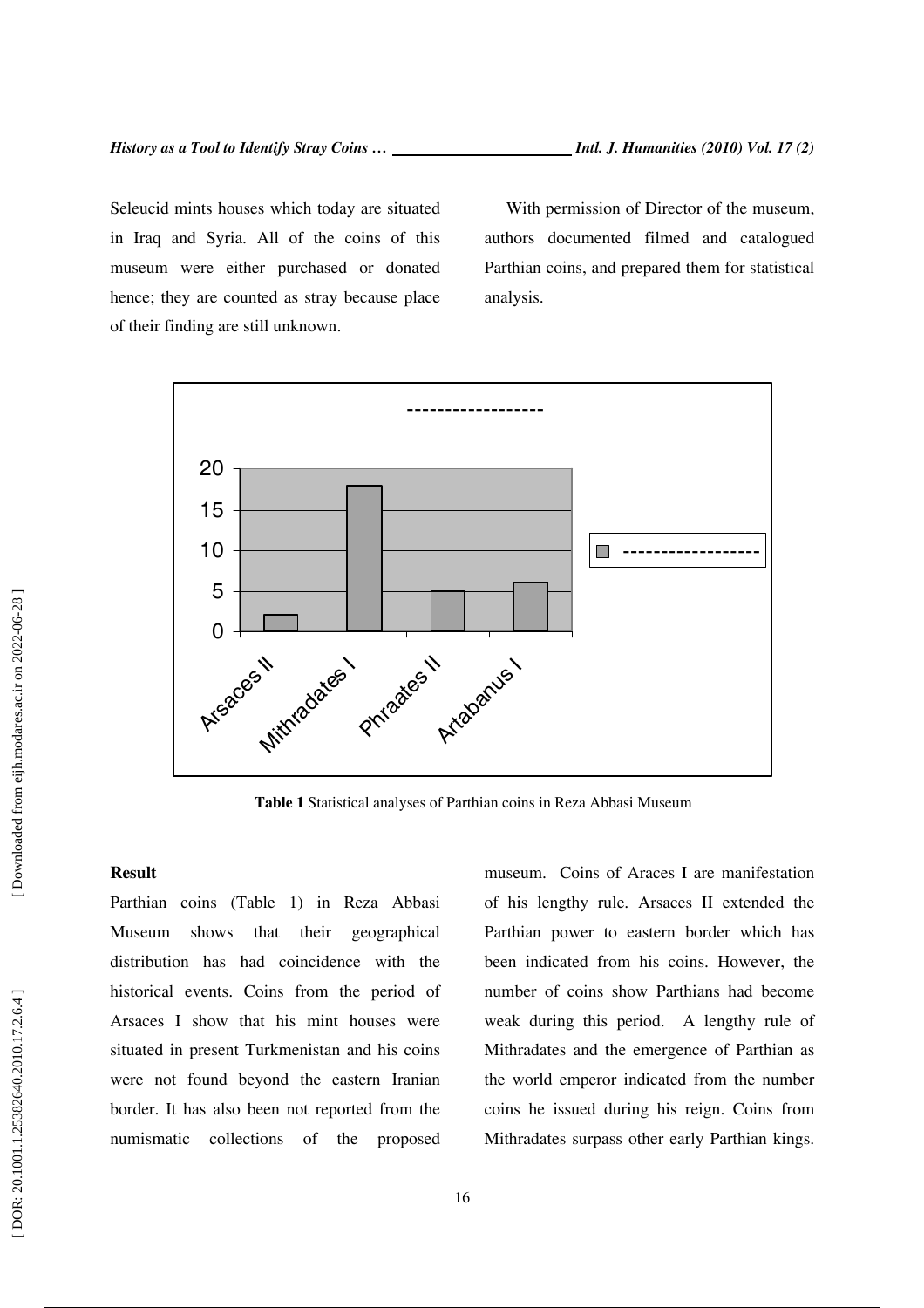Seleucid mints houses which today are situated in Iraq and Syria. All of the coins of this museum were either purchased or donated hence; they are counted as stray because place of their finding are still unknown.

With permission of Director of the museum, authors documented filmed and catalogued Parthian coins, and prepared them for statistical analysis.

| Arsaces II | Mithradates I | Phraates II | Artabanus I |
|---|---|---|---|
| 2 | 18 | 5 | 6 |

**Table 1** Statistical analyses of Parthian coins in Reza Abbasi Museum

**Result**

Parthian coins (Table 1) in Reza Abbasi Museum shows that their geographical distribution has had coincidence with the historical events. Coins from the period of Arsaces I show that his mint houses were situated in present Turkmenistan and his coins were not found beyond the eastern Iranian border. It has also been not reported from the numismatic collections of the proposed museum. Coins of Araces I are manifestation of his lengthy rule. Arsaces II extended the Parthian power to eastern border which has been indicated from his coins. However, the number of coins show Parthians had become weak during this period. A lengthy rule of Mithradates and the emergence of Parthian as the world emperor indicated from the number coins he issued during his reign. Coins from Mithradates surpass other early Parthian kings.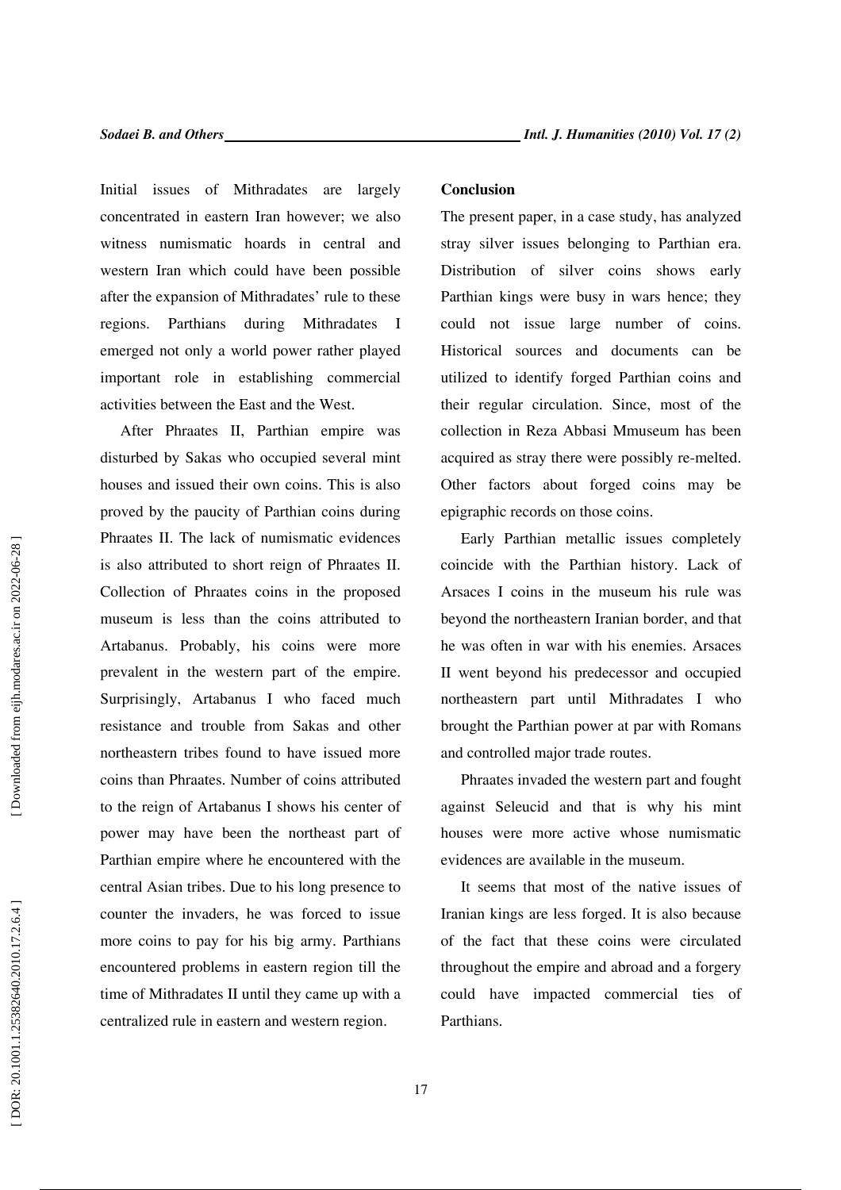Initial issues of Mithradates are largely concentrated in eastern Iran however; we also witness numismatic hoards in central and western Iran which could have been possible after the expansion of Mithradates' rule to these regions. Parthians during Mithradates I emerged not only a world power rather played important role in establishing commercial activities between the East and the West.

After Phraates II, Parthian empire was disturbed by Sakas who occupied several mint houses and issued their own coins. This is also proved by the paucity of Parthian coins during Phraates II. The lack of numismatic evidences is also attributed to short reign of Phraates II. Collection of Phraates coins in the proposed museum is less than the coins attributed to Artabanus. Probably, his coins were more prevalent in the western part of the empire. Surprisingly, Artabanus I who faced much resistance and trouble from Sakas and other northeastern tribes found to have issued more coins than Phraates. Number of coins attributed to the reign of Artabanus I shows his center of power may have been the northeast part of Parthian empire where he encountered with the central Asian tribes. Due to his long presence to counter the invaders, he was forced to issue more coins to pay for his big army. Parthians encountered problems in eastern region till the time of Mithradates II until they came up with a centralized rule in eastern and western region.

**Conclusion**

The present paper, in a case study, has analyzed stray silver issues belonging to Parthian era. Distribution of silver coins shows early Parthian kings were busy in wars hence; they could not issue large number of coins. Historical sources and documents can be utilized to identify forged Parthian coins and their regular circulation. Since, most of the collection in Reza Abbasi Mmuseum has been acquired as stray there were possibly re-melted. Other factors about forged coins may be epigraphic records on those coins.

Early Parthian metallic issues completely coincide with the Parthian history. Lack of Arsaces I coins in the museum his rule was beyond the northeastern Iranian border, and that he was often in war with his enemies. Arsaces II went beyond his predecessor and occupied northeastern part until Mithradates I who brought the Parthian power at par with Romans and controlled major trade routes.

Phraates invaded the western part and fought against Seleucid and that is why his mint houses were more active whose numismatic evidences are available in the museum.

It seems that most of the native issues of Iranian kings are less forged. It is also because of the fact that these coins were circulated throughout the empire and abroad and a forgery could have impacted commercial ties of Parthians.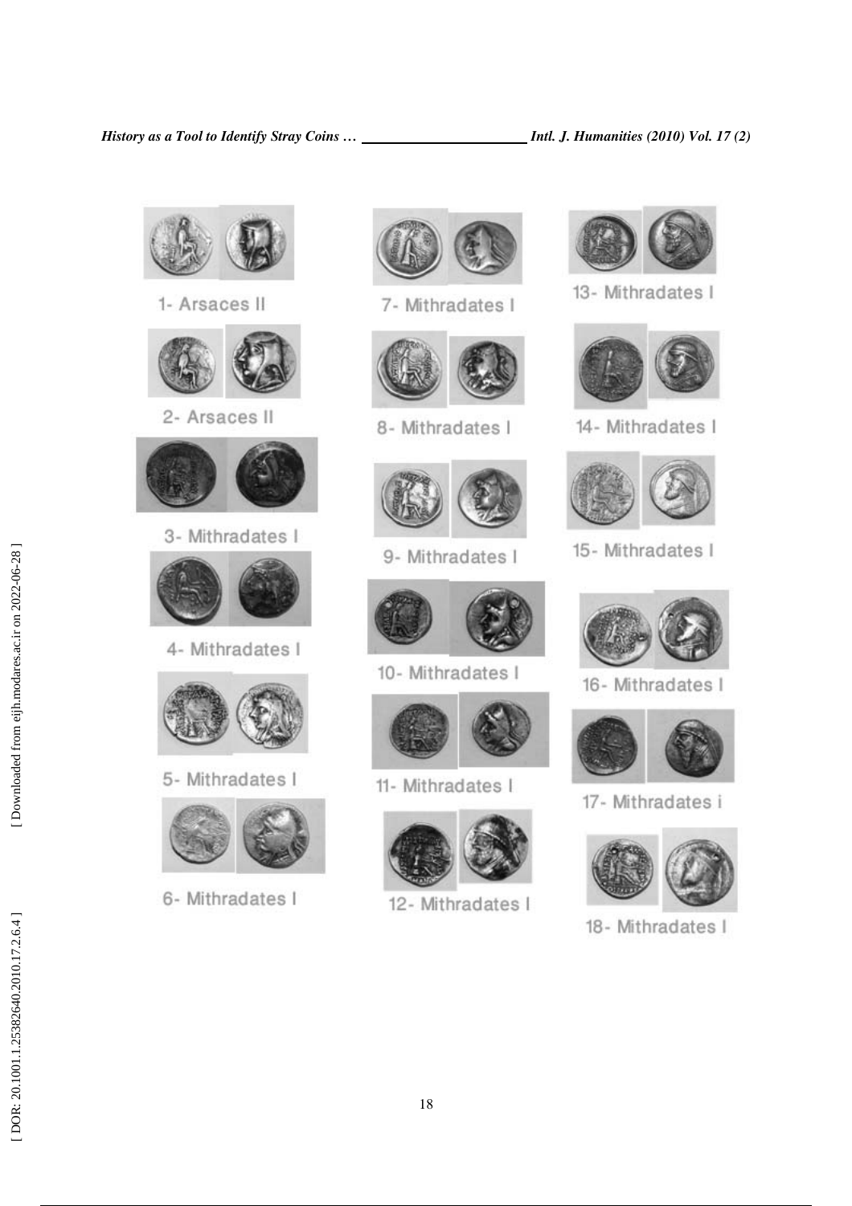1- Arsaces II

2- Arsaces II

3- Mithradates I

4- Mithradates I

5- Mithradates I

6- Mithradates I

7- Mithradates I

8- Mithradates I

9- Mithradates I

10- Mithradates I

11- Mithradates I

12- Mithradates I

13- Mithradates I

14- Mithradates I

15- Mithradates I

16- Mithradates I

17- Mithradates i

18- Mithradates I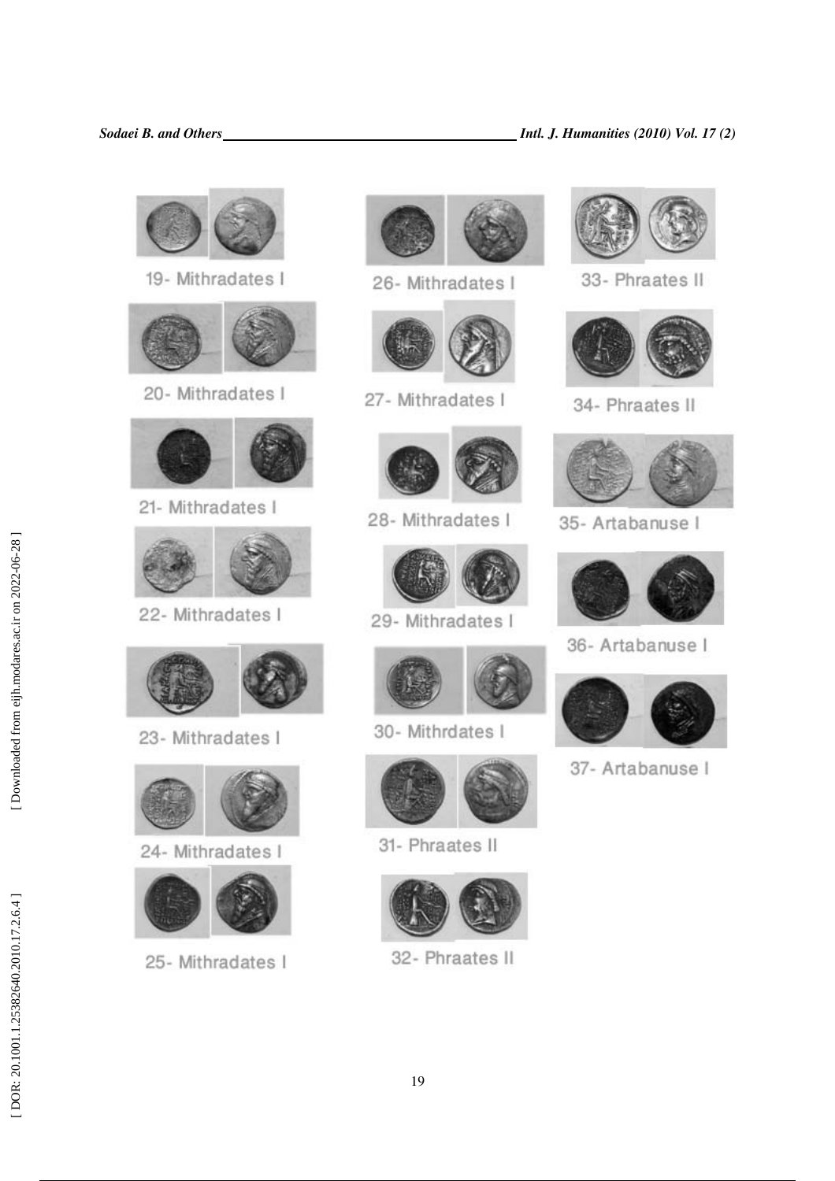19- Mithradates I

20- Mithradates I

21- Mithradates I

22- Mithradates I

23- Mithradates I

24- Mithradates I

25- Mithradates I

26- Mithradates I

27- Mithradates I

28- Mithradates I

29- Mithradates I

30- Mithrdates I

31- Phraates II

32- Phraates II

33- Phraates II

34- Phraates II

35- Artabanuse I

36- Artabanuse I

37- Artabanuse I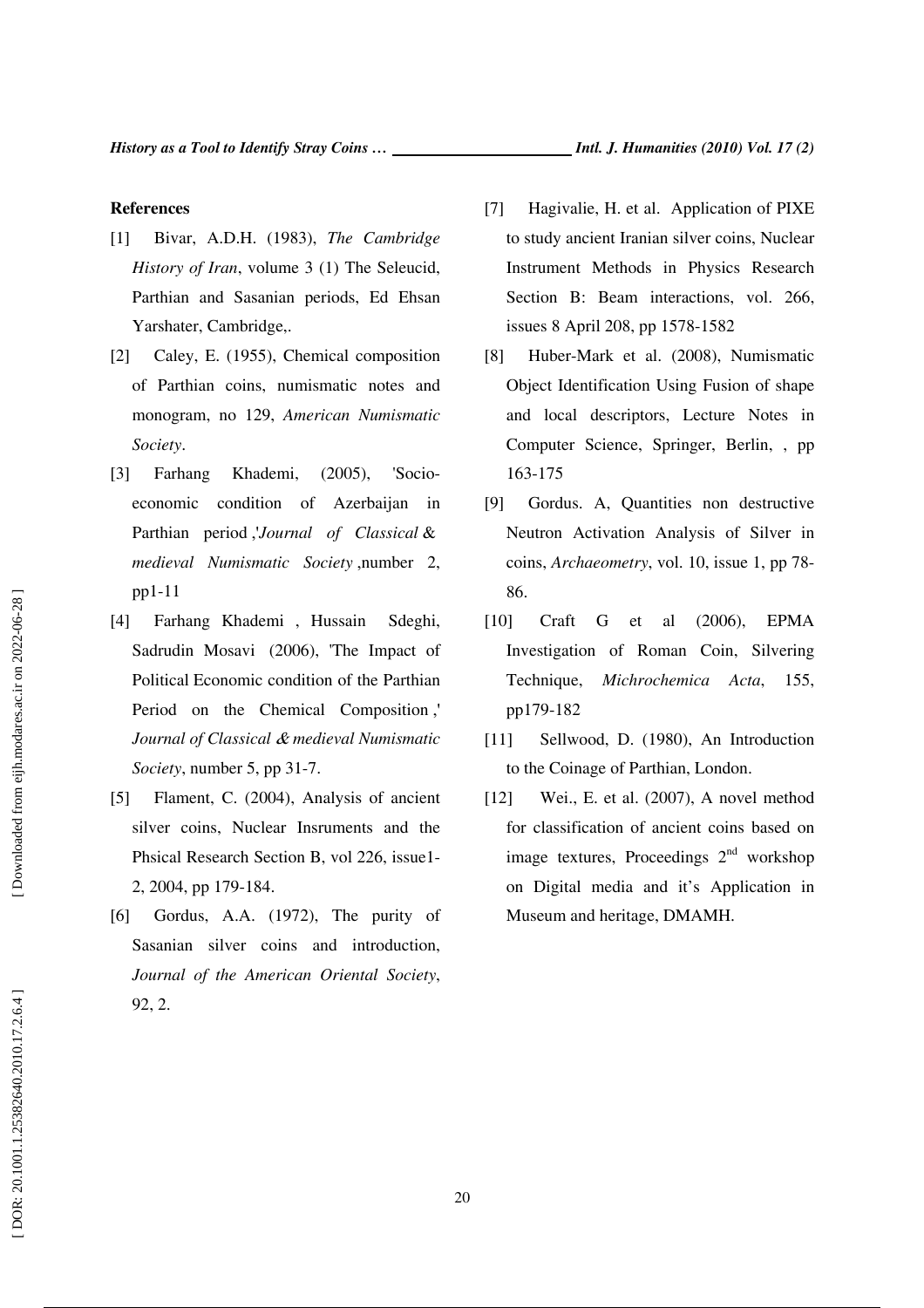## References

[1] Bivar, A.D.H. (1983), *The Cambridge History of Iran*, volume 3 (1) The Seleucid, Parthian and Sasanian periods, Ed Ehsan Yarshater, Cambridge,.

[2] Caley, E. (1955), Chemical composition of Parthian coins, numismatic notes and monogram, no 129, *American Numismatic Society*.

[3] Farhang Khademi, (2005), 'Socio-economic condition of Azerbaijan in Parthian period ,'*Journal of Classical & medieval Numismatic Society* ,number 2, pp1-11

[4] Farhang Khademi , Hussain Sdeghi, Sadrudin Mosavi (2006), 'The Impact of Political Economic condition of the Parthian Period on the Chemical Composition ,' *Journal of Classical & medieval Numismatic Society*, number 5, pp 31-7.

[5] Flament, C. (2004), Analysis of ancient silver coins, Nuclear Insruments and the Phsical Research Section B, vol 226, issue1-2, 2004, pp 179-184.

[6] Gordus, A.A. (1972), The purity of Sasanian silver coins and introduction, *Journal of the American Oriental Society*, 92, 2.

[7] Hagivalie, H. et al. Application of PIXE to study ancient Iranian silver coins, Nuclear Instrument Methods in Physics Research Section B: Beam interactions, vol. 266, issues 8 April 208, pp 1578-1582

[8] Huber-Mark et al. (2008), Numismatic Object Identification Using Fusion of shape and local descriptors, Lecture Notes in Computer Science, Springer, Berlin, , pp 163-175

[9] Gordus. A, Quantities non destructive Neutron Activation Analysis of Silver in coins, *Archaeometry*, vol. 10, issue 1, pp 78-86.

[10] Craft G et al (2006), EPMA Investigation of Roman Coin, Silvering Technique, *Michrochemica Acta*, 155, pp179-182

[11] Sellwood, D. (1980), An Introduction to the Coinage of Parthian, London.

[12] Wei., E. et al. (2007), A novel method for classification of ancient coins based on image textures, Proceedings 2nd workshop on Digital media and it's Application in Museum and heritage, DMAMH.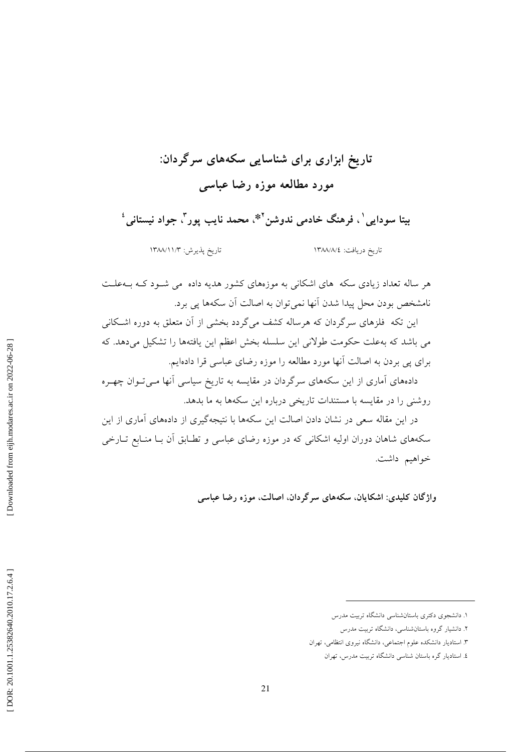# تاریخ ابزاری برای شناسایی سکه‌های سرگردان: مورد مطالعه موزه رضا عباسی

**بیتا سودایی[1]، فرهنگ خادمی ندوشن[2]*، محمد نایب پور[3]، جواد نیستانی[4]**

تاریخ دریافت: ۱۳۸۸/۸/۴ تاریخ پذیرش: ۱۳۸۸/۱۱/۳

هر ساله تعداد زیادی سکه های اشکانی به موزه‌های کشور هدیه داده می شود که به‌علت نامشخص بودن محل پیدا شدن آنها نمی‌توان به اصالت آن سکه‌ها پی برد.

این تکه فلزهای سرگردان که هرساله کشف می‌گردد بخشی از آن متعلق به دوره اشکانی می باشد که به‌علت حکومت طولانی این سلسله بخش اعظم این یافته‌ها را تشکیل می‌دهد. که برای پی بردن به اصالت آنها موزه رضای عباسی را مورد مطالعه قرا داده‌ایم.

داده‌های آماری از این سکه‌های سرگردان در مقایسه به تاریخ سیاسی آنها می‌توان چهره روشنی را در مقایسه با مستندات تاریخی درباره این سکه‌ها به ما بدهد.

در این مقاله سعی در نشان دادن اصالت این سکه‌ها با نتیجه‌گیری از داده‌های آماری از این سکه‌های شاهان دوران اولیه اشکانی که در موزه رضای عباسی و تطابق آن با منابع تارخی خواهیم داشت.

**واژگان کلیدی: اشکایان، سکه‌های سرگردان، اصالت، موزه رضا عباسی**

---

۱. دانشجوی دکتری باستان‌شناسی دانشگاه تربیت مدرس

۲. دانشیار گروه باستان‌شناسی، دانشگاه تربیت مدرس

۳. استادیار دانشکده علوم اجتماعی، دانشگاه نیروی انتظامی، تهران

۴. استادیار گره باستان شناسی دانشگاه تربیت مدرس، تهران